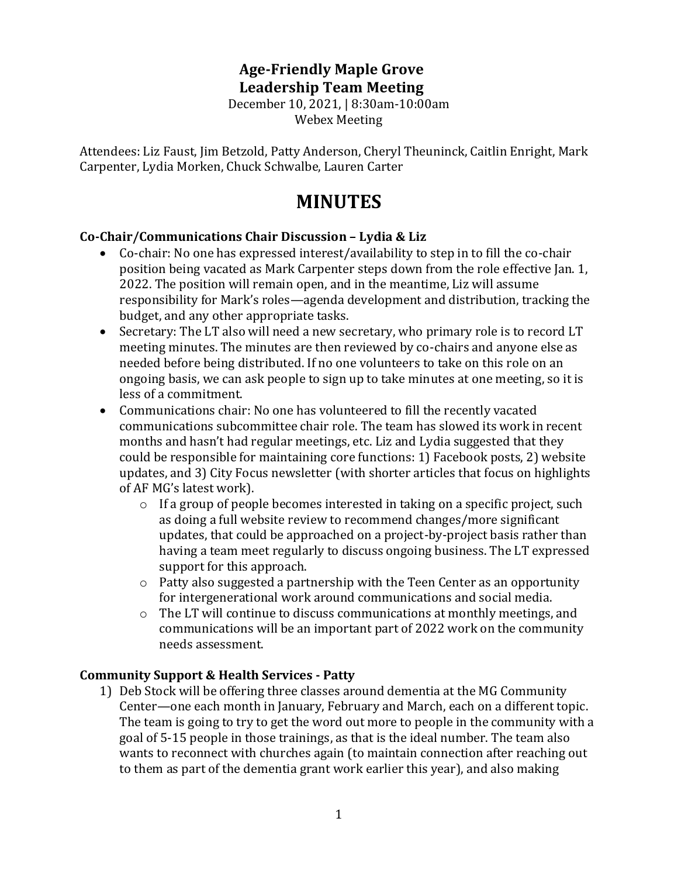# Age-Friendly Maple Grove
# Leadership Team Meeting

December 10, 2021, | 8:30am-10:00am
Webex Meeting

Attendees: Liz Faust, Jim Betzold, Patty Anderson, Cheryl Theuninck, Caitlin Enright, Mark Carpenter, Lydia Morken, Chuck Schwalbe, Lauren Carter

# MINUTES

### Co-Chair/Communications Chair Discussion – Lydia & Liz

- Co-chair: No one has expressed interest/availability to step in to fill the co-chair position being vacated as Mark Carpenter steps down from the role effective Jan. 1, 2022. The position will remain open, and in the meantime, Liz will assume responsibility for Mark's roles—agenda development and distribution, tracking the budget, and any other appropriate tasks.
- Secretary: The LT also will need a new secretary, who primary role is to record LT meeting minutes. The minutes are then reviewed by co-chairs and anyone else as needed before being distributed. If no one volunteers to take on this role on an ongoing basis, we can ask people to sign up to take minutes at one meeting, so it is less of a commitment.
- Communications chair: No one has volunteered to fill the recently vacated communications subcommittee chair role. The team has slowed its work in recent months and hasn't had regular meetings, etc. Liz and Lydia suggested that they could be responsible for maintaining core functions: 1) Facebook posts, 2) website updates, and 3) City Focus newsletter (with shorter articles that focus on highlights of AF MG's latest work).
    - If a group of people becomes interested in taking on a specific project, such as doing a full website review to recommend changes/more significant updates, that could be approached on a project-by-project basis rather than having a team meet regularly to discuss ongoing business. The LT expressed support for this approach.
    - Patty also suggested a partnership with the Teen Center as an opportunity for intergenerational work around communications and social media.
    - The LT will continue to discuss communications at monthly meetings, and communications will be an important part of 2022 work on the community needs assessment.

### Community Support & Health Services - Patty

1) Deb Stock will be offering three classes around dementia at the MG Community Center—one each month in January, February and March, each on a different topic. The team is going to try to get the word out more to people in the community with a goal of 5-15 people in those trainings, as that is the ideal number. The team also wants to reconnect with churches again (to maintain connection after reaching out to them as part of the dementia grant work earlier this year), and also making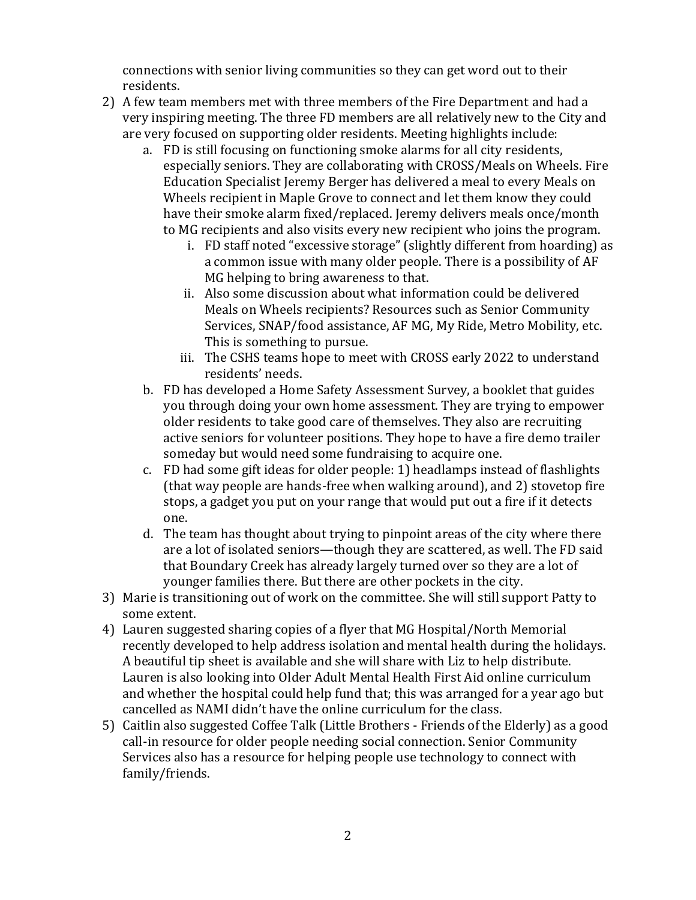connections with senior living communities so they can get word out to their residents.

2) A few team members met with three members of the Fire Department and had a very inspiring meeting. The three FD members are all relatively new to the City and are very focused on supporting older residents. Meeting highlights include:
   a. FD is still focusing on functioning smoke alarms for all city residents, especially seniors. They are collaborating with CROSS/Meals on Wheels. Fire Education Specialist Jeremy Berger has delivered a meal to every Meals on Wheels recipient in Maple Grove to connect and let them know they could have their smoke alarm fixed/replaced. Jeremy delivers meals once/month to MG recipients and also visits every new recipient who joins the program.
      i. FD staff noted "excessive storage" (slightly different from hoarding) as a common issue with many older people. There is a possibility of AF MG helping to bring awareness to that.
      ii. Also some discussion about what information could be delivered Meals on Wheels recipients? Resources such as Senior Community Services, SNAP/food assistance, AF MG, My Ride, Metro Mobility, etc. This is something to pursue.
      iii. The CSHS teams hope to meet with CROSS early 2022 to understand residents' needs.
   b. FD has developed a Home Safety Assessment Survey, a booklet that guides you through doing your own home assessment. They are trying to empower older residents to take good care of themselves. They also are recruiting active seniors for volunteer positions. They hope to have a fire demo trailer someday but would need some fundraising to acquire one.
   c. FD had some gift ideas for older people: 1) headlamps instead of flashlights (that way people are hands-free when walking around), and 2) stovetop fire stops, a gadget you put on your range that would put out a fire if it detects one.
   d. The team has thought about trying to pinpoint areas of the city where there are a lot of isolated seniors—though they are scattered, as well. The FD said that Boundary Creek has already largely turned over so they are a lot of younger families there. But there are other pockets in the city.

3) Marie is transitioning out of work on the committee. She will still support Patty to some extent.

4) Lauren suggested sharing copies of a flyer that MG Hospital/North Memorial recently developed to help address isolation and mental health during the holidays. A beautiful tip sheet is available and she will share with Liz to help distribute. Lauren is also looking into Older Adult Mental Health First Aid online curriculum and whether the hospital could help fund that; this was arranged for a year ago but cancelled as NAMI didn't have the online curriculum for the class.

5) Caitlin also suggested Coffee Talk (Little Brothers - Friends of the Elderly) as a good call-in resource for older people needing social connection. Senior Community Services also has a resource for helping people use technology to connect with family/friends.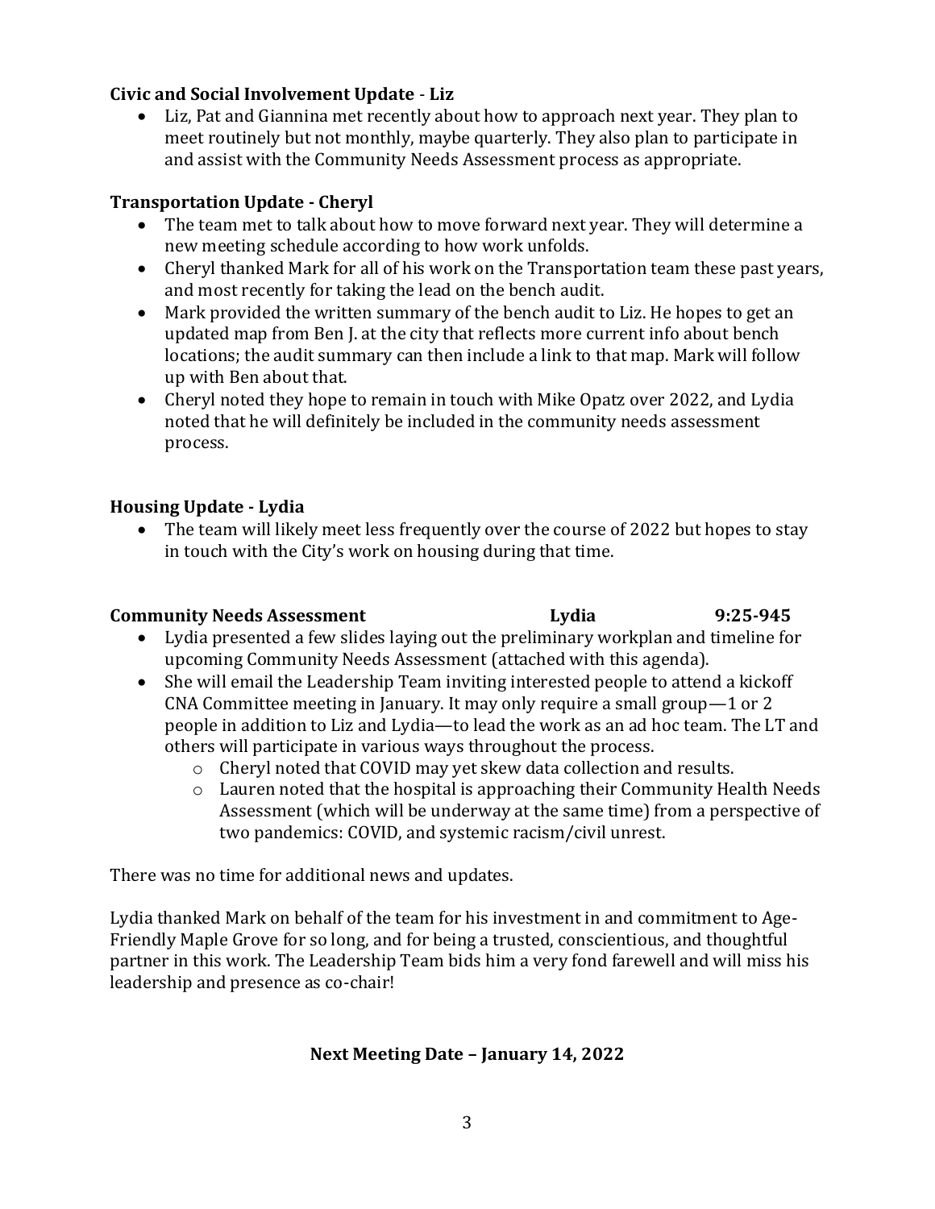**Civic and Social Involvement Update - Liz**

- Liz, Pat and Giannina met recently about how to approach next year. They plan to meet routinely but not monthly, maybe quarterly. They also plan to participate in and assist with the Community Needs Assessment process as appropriate.

**Transportation Update - Cheryl**

- The team met to talk about how to move forward next year. They will determine a new meeting schedule according to how work unfolds.
- Cheryl thanked Mark for all of his work on the Transportation team these past years, and most recently for taking the lead on the bench audit.
- Mark provided the written summary of the bench audit to Liz. He hopes to get an updated map from Ben J. at the city that reflects more current info about bench locations; the audit summary can then include a link to that map. Mark will follow up with Ben about that.
- Cheryl noted they hope to remain in touch with Mike Opatz over 2022, and Lydia noted that he will definitely be included in the community needs assessment process.

**Housing Update - Lydia**

- The team will likely meet less frequently over the course of 2022 but hopes to stay in touch with the City's work on housing during that time.

**Community Needs Assessment** **Lydia** **9:25-945**

- Lydia presented a few slides laying out the preliminary workplan and timeline for upcoming Community Needs Assessment (attached with this agenda).
- She will email the Leadership Team inviting interested people to attend a kickoff CNA Committee meeting in January. It may only require a small group—1 or 2 people in addition to Liz and Lydia—to lead the work as an ad hoc team. The LT and others will participate in various ways throughout the process.
  - Cheryl noted that COVID may yet skew data collection and results.
  - Lauren noted that the hospital is approaching their Community Health Needs Assessment (which will be underway at the same time) from a perspective of two pandemics: COVID, and systemic racism/civil unrest.

There was no time for additional news and updates.

Lydia thanked Mark on behalf of the team for his investment in and commitment to Age-Friendly Maple Grove for so long, and for being a trusted, conscientious, and thoughtful partner in this work. The Leadership Team bids him a very fond farewell and will miss his leadership and presence as co-chair!

**Next Meeting Date – January 14, 2022**